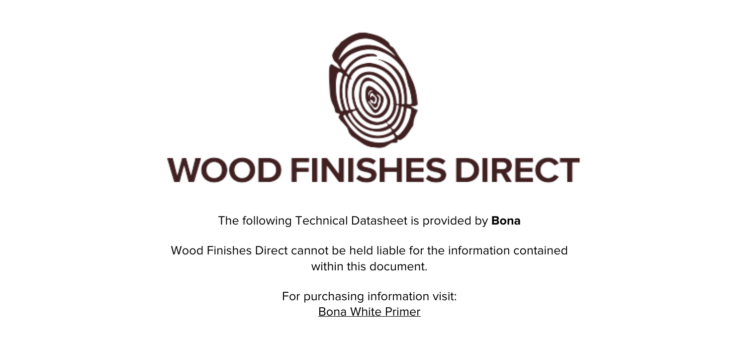# WOOD FINISHES DIRECT

The following Technical Datasheet is provided by **Bona**

Wood Finishes Direct cannot be held liable for the information contained within this document.

For purchasing information visit:
Bona White Primer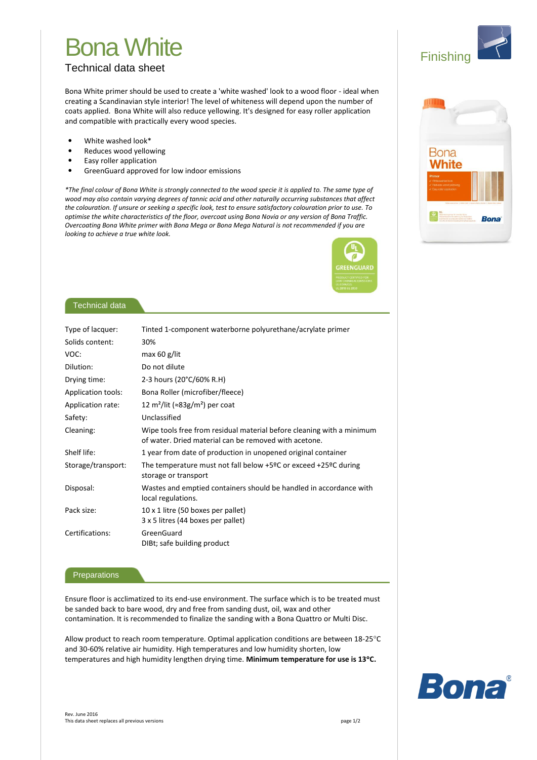# Bona White

## Technical data sheet

Finishing

Bona White primer should be used to create a 'white washed' look to a wood floor - ideal when creating a Scandinavian style interior! The level of whiteness will depend upon the number of coats applied. Bona White will also reduce yellowing. It's designed for easy roller application and compatible with practically every wood species.

- White washed look*
- Reduces wood yellowing
- Easy roller application
- GreenGuard approved for low indoor emissions

*The final colour of Bona White is strongly connected to the wood specie it is applied to. The same type of wood may also contain varying degrees of tannic acid and other naturally occurring substances that affect the colouration. If unsure or seeking a specific look, test to ensure satisfactory colouration prior to use. To optimise the white characteristics of the floor, overcoat using Bona Novia or any version of Bona Traffic. Overcoating Bona White primer with Bona Mega or Bona Mega Natural is not recommended if you are looking to achieve a true white look.*

### Technical data

| | |
|---|---|
| Type of lacquer: | Tinted 1-component waterborne polyurethane/acrylate primer |
| Solids content: | 30% |
| VOC: | max 60 g/lit |
| Dilution: | Do not dilute |
| Drying time: | 2-3 hours (20°C/60% R.H) |
| Application tools: | Bona Roller (microfiber/fleece) |
| Application rate: | 12 m²/lit (≈83g/m²) per coat |
| Safety: | Unclassified |
| Cleaning: | Wipe tools free from residual material before cleaning with a minimum of water. Dried material can be removed with acetone. |
| Shelf life: | 1 year from date of production in unopened original container |
| Storage/transport: | The temperature must not fall below +5ºC or exceed +25ºC during storage or transport |
| Disposal: | Wastes and emptied containers should be handled in accordance with local regulations. |
| Pack size: | 10 x 1 litre (50 boxes per pallet)<br>3 x 5 litres (44 boxes per pallet) |
| Certifications: | GreenGuard<br>DIBt; safe building product |

### Preparations

Ensure floor is acclimatized to its end-use environment. The surface which is to be treated must be sanded back to bare wood, dry and free from sanding dust, oil, wax and other contamination. It is recommended to finalize the sanding with a Bona Quattro or Multi Disc.

Allow product to reach room temperature. Optimal application conditions are between 18-25°C and 30-60% relative air humidity. High temperatures and low humidity shorten, low temperatures and high humidity lengthen drying time. **Minimum temperature for use is 13°C.**

Rev. June 2016
This data sheet replaces all previous versions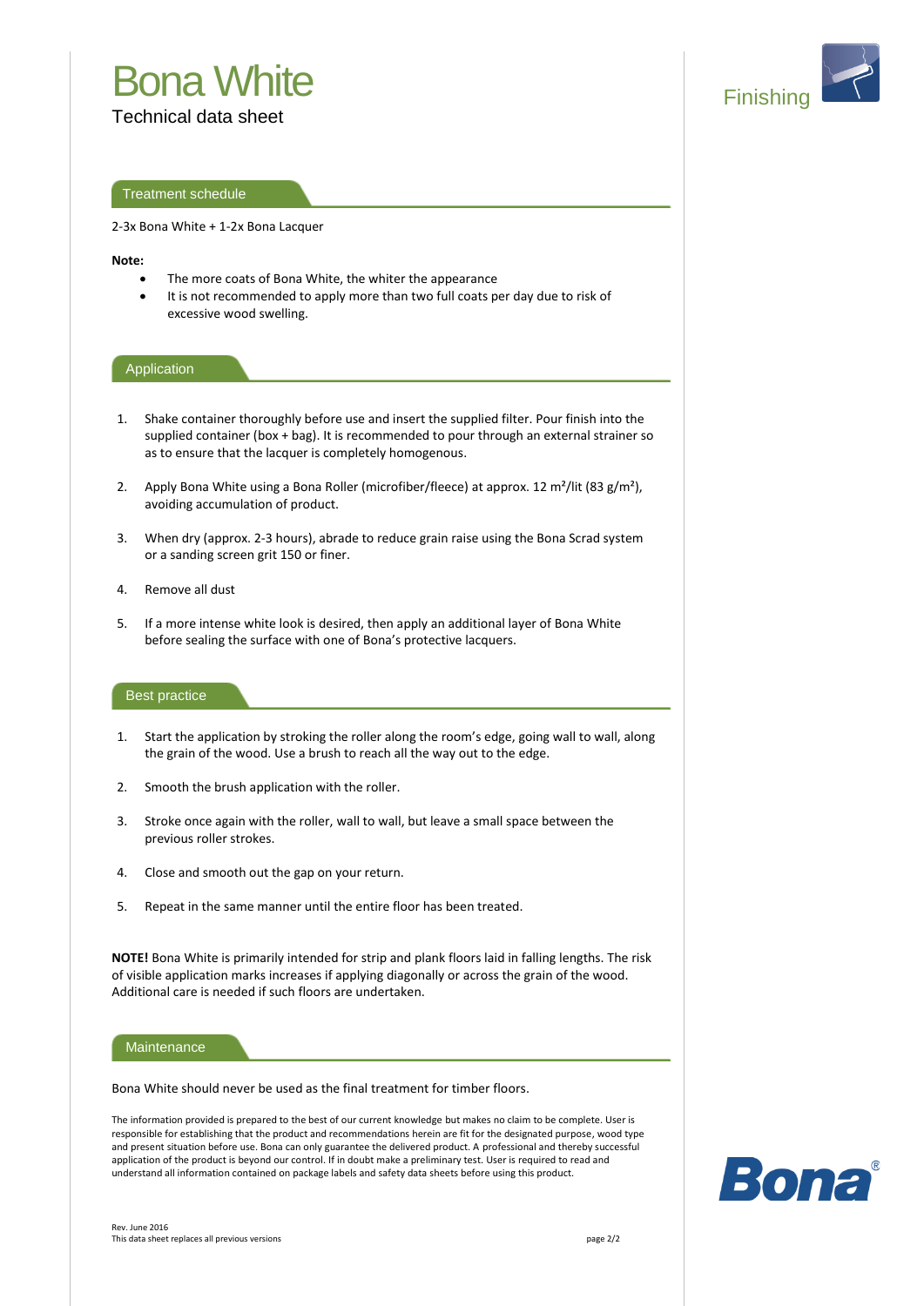# Bona White

Technical data sheet

Finishing

## Treatment schedule

2-3x Bona White + 1-2x Bona Lacquer

**Note:**

- The more coats of Bona White, the whiter the appearance
- It is not recommended to apply more than two full coats per day due to risk of excessive wood swelling.

## Application

1. Shake container thoroughly before use and insert the supplied filter. Pour finish into the supplied container (box + bag). It is recommended to pour through an external strainer so as to ensure that the lacquer is completely homogenous.

2. Apply Bona White using a Bona Roller (microfiber/fleece) at approx. 12 m²/lit (83 g/m²), avoiding accumulation of product.

3. When dry (approx. 2-3 hours), abrade to reduce grain raise using the Bona Scrad system or a sanding screen grit 150 or finer.

4. Remove all dust

5. If a more intense white look is desired, then apply an additional layer of Bona White before sealing the surface with one of Bona's protective lacquers.

## Best practice

1. Start the application by stroking the roller along the room's edge, going wall to wall, along the grain of the wood. Use a brush to reach all the way out to the edge.

2. Smooth the brush application with the roller.

3. Stroke once again with the roller, wall to wall, but leave a small space between the previous roller strokes.

4. Close and smooth out the gap on your return.

5. Repeat in the same manner until the entire floor has been treated.

**NOTE!** Bona White is primarily intended for strip and plank floors laid in falling lengths. The risk of visible application marks increases if applying diagonally or across the grain of the wood. Additional care is needed if such floors are undertaken.

## Maintenance

Bona White should never be used as the final treatment for timber floors.

The information provided is prepared to the best of our current knowledge but makes no claim to be complete. User is responsible for establishing that the product and recommendations herein are fit for the designated purpose, wood type and present situation before use. Bona can only guarantee the delivered product. A professional and thereby successful application of the product is beyond our control. If in doubt make a preliminary test. User is required to read and understand all information contained on package labels and safety data sheets before using this product.

Bona®

Rev. June 2016
This data sheet replaces all previous versions